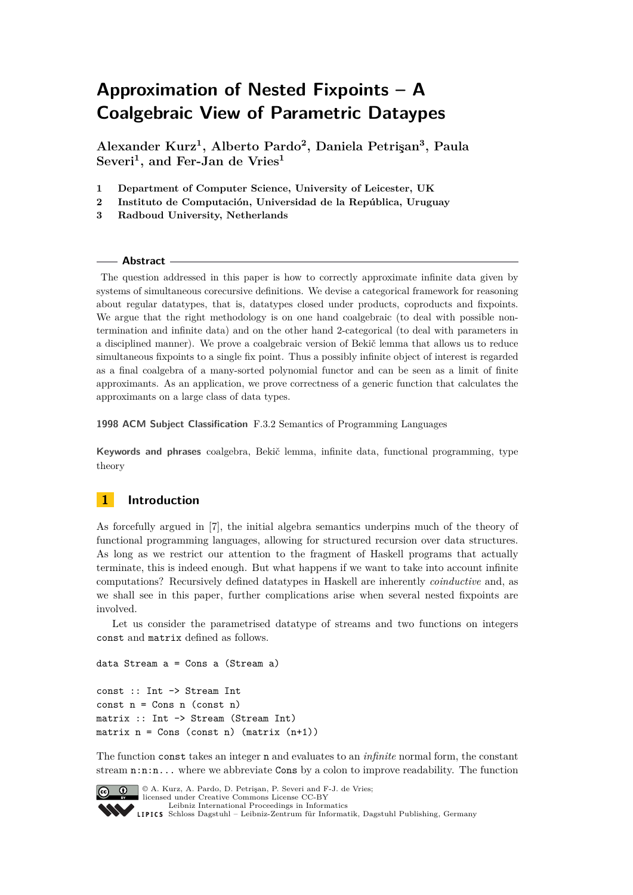# Approximation of Nested Fixpoints – A Coalgebraic View of Parametric Dataypes

**Alexander Kurz[1], Alberto Pardo[2], Daniela Petrişan[3], Paula Severi[1], and Fer-Jan de Vries[1]**

1. **Department of Computer Science, University of Leicester, UK**
2. **Instituto de Computación, Universidad de la República, Uruguay**
3. **Radboud University, Netherlands**

## Abstract

The question addressed in this paper is how to correctly approximate infinite data given by systems of simultaneous corecursive definitions. We devise a categorical framework for reasoning about regular datatypes, that is, datatypes closed under products, coproducts and fixpoints. We argue that the right methodology is on one hand coalgebraic (to deal with possible non-termination and infinite data) and on the other hand 2-categorical (to deal with parameters in a disciplined manner). We prove a coalgebraic version of Bekič lemma that allows us to reduce simultaneous fixpoints to a single fix point. Thus a possibly infinite object of interest is regarded as a final coalgebra of a many-sorted polynomial functor and can be seen as a limit of finite approximants. As an application, we prove correctness of a generic function that calculates the approximants on a large class of data types.

**1998 ACM Subject Classification** F.3.2 Semantics of Programming Languages

**Keywords and phrases** coalgebra, Bekič lemma, infinite data, functional programming, type theory

## 1 Introduction

As forcefully argued in [7], the initial algebra semantics underpins much of the theory of functional programming languages, allowing for structured recursion over data structures. As long as we restrict our attention to the fragment of Haskell programs that actually terminate, this is indeed enough. But what happens if we want to take into account infinite computations? Recursively defined datatypes in Haskell are inherently *coinductive* and, as we shall see in this paper, further complications arise when several nested fixpoints are involved.

Let us consider the parametrised datatype of streams and two functions on integers `const` and `matrix` defined as follows.

```
data Stream a = Cons a (Stream a)

const :: Int -> Stream Int
const n = Cons n (const n)
matrix :: Int -> Stream (Stream Int)
matrix n = Cons (const n) (matrix (n+1))
```

The function `const` takes an integer `n` and evaluates to an *infinite* normal form, the constant stream `n:n:n...` where we abbreviate `Cons` by a colon to improve readability. The function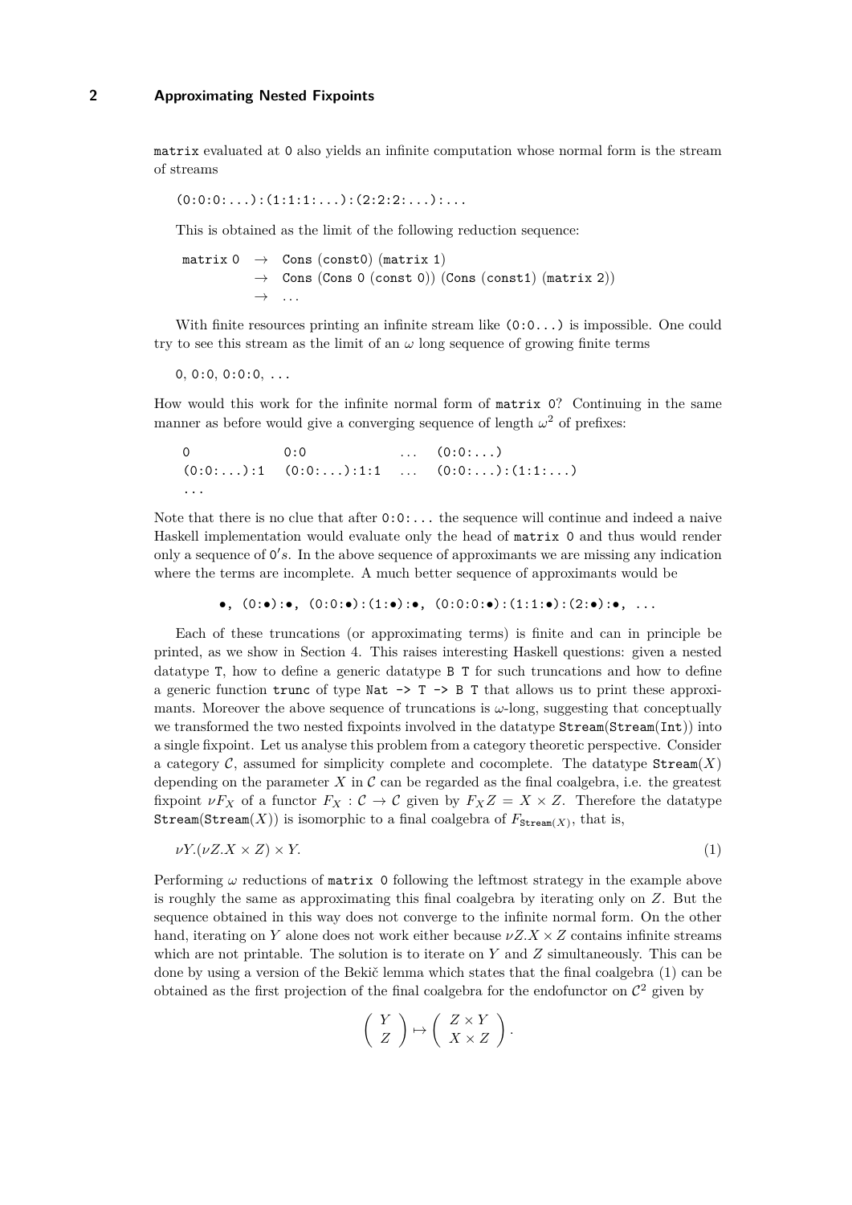`matrix` evaluated at `0` also yields an infinite computation whose normal form is the stream of streams

```
(0:0:0:...):(1:1:1:...):(2:2:2:...):...
```

This is obtained as the limit of the following reduction sequence:

```
matrix 0  →  Cons (const0) (matrix 1)
          →  Cons (Cons 0 (const 0)) (Cons (const1) (matrix 2))
          →  ...
```

With finite resources printing an infinite stream like `(0:0...)` is impossible. One could try to see this stream as the limit of an $\omega$ long sequence of growing finite terms

```
0, 0:0, 0:0:0, ...
```

How would this work for the infinite normal form of `matrix 0`? Continuing in the same manner as before would give a converging sequence of length $\omega^2$ of prefixes:

```
0              0:0              ...   (0:0:...)
(0:0:...):1    (0:0:...):1:1    ...   (0:0:...):(1:1:...)
...
```

Note that there is no clue that after `0:0:...` the sequence will continue and indeed a naive Haskell implementation would evaluate only the head of `matrix 0` and thus would render only a sequence of $0's$. In the above sequence of approximants we are missing any indication where the terms are incomplete. A much better sequence of approximants would be

```
•, (0:•):•, (0:0:•):(1:•):•, (0:0:0:•):(1:1:•):(2:•):•, ...
```

Each of these truncations (or approximating terms) is finite and can in principle be printed, as we show in Section 4. This raises interesting Haskell questions: given a nested datatype `T`, how to define a generic datatype `B T` for such truncations and how to define a generic function `trunc` of type `Nat -> T -> B T` that allows us to print these approximants. Moreover the above sequence of truncations is $\omega$-long, suggesting that conceptually we transformed the two nested fixpoints involved in the datatype `Stream(Stream(Int))` into a single fixpoint. Let us analyse this problem from a category theoretic perspective. Consider a category $\mathcal{C}$, assumed for simplicity complete and cocomplete. The datatype $\texttt{Stream}(X)$ depending on the parameter $X$ in $\mathcal{C}$ can be regarded as the final coalgebra, i.e. the greatest fixpoint $\nu F_X$ of a functor $F_X : \mathcal{C} \to \mathcal{C}$ given by $F_X Z = X \times Z$. Therefore the datatype $\texttt{Stream}(\texttt{Stream}(X))$ is isomorphic to a final coalgebra of $F_{\texttt{Stream}(X)}$, that is,

$$\nu Y.(\nu Z.X \times Z) \times Y. \tag{1}$$

Performing $\omega$ reductions of `matrix 0` following the leftmost strategy in the example above is roughly the same as approximating this final coalgebra by iterating only on $Z$. But the sequence obtained in this way does not converge to the infinite normal form. On the other hand, iterating on $Y$ alone does not work either because $\nu Z.X \times Z$ contains infinite streams which are not printable. The solution is to iterate on $Y$ and $Z$ simultaneously. This can be done by using a version of the Bekič lemma which states that the final coalgebra (1) can be obtained as the first projection of the final coalgebra for the endofunctor on $\mathcal{C}^2$ given by

$$\begin{pmatrix} Y \\ Z \end{pmatrix} \mapsto \begin{pmatrix} Z \times Y \\ X \times Z \end{pmatrix}.$$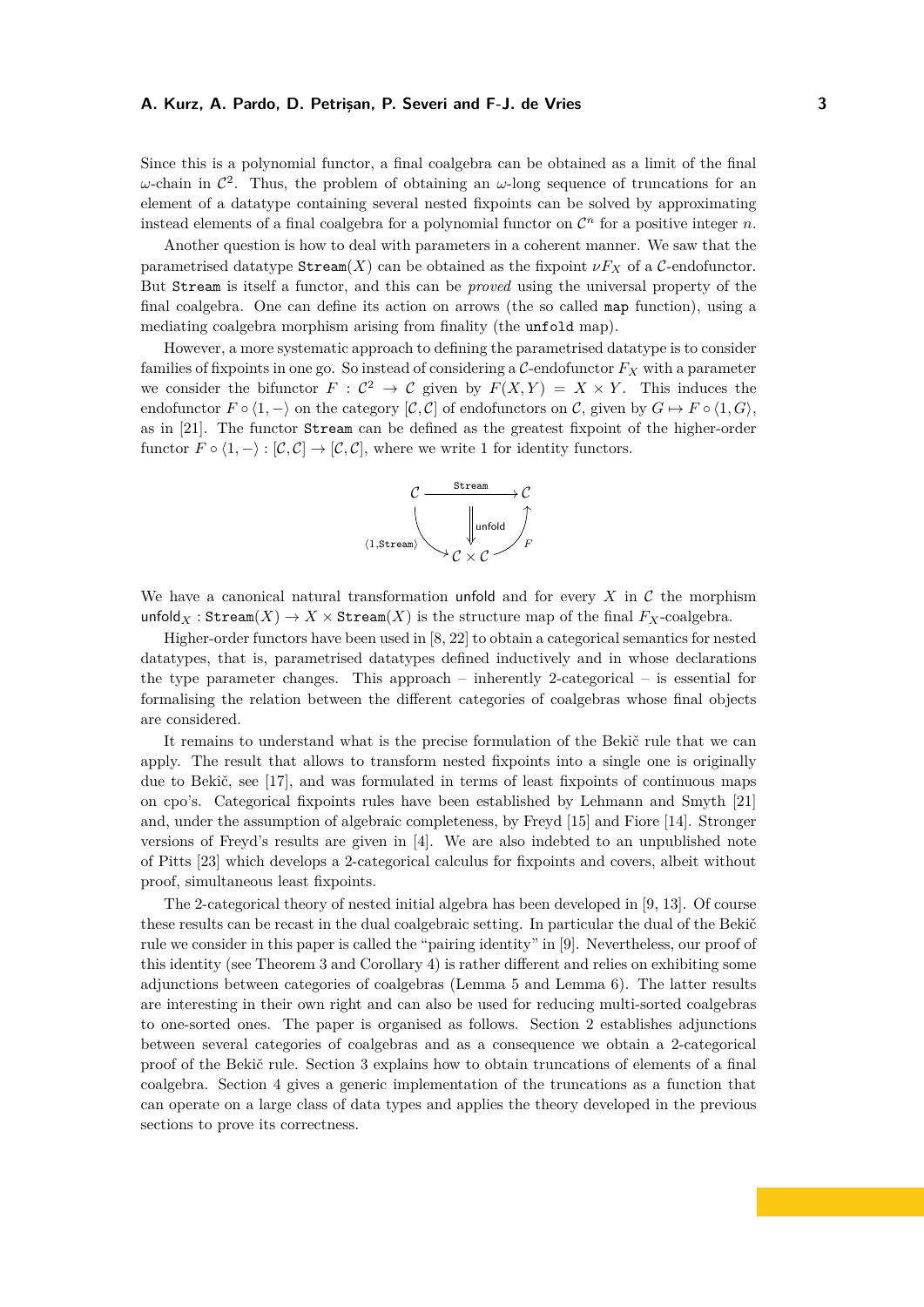Since this is a polynomial functor, a final coalgebra can be obtained as a limit of the final $\omega$-chain in $\mathcal{C}^2$. Thus, the problem of obtaining an $\omega$-long sequence of truncations for an element of a datatype containing several nested fixpoints can be solved by approximating instead elements of a final coalgebra for a polynomial functor on $\mathcal{C}^n$ for a positive integer $n$.

Another question is how to deal with parameters in a coherent manner. We saw that the parametrised datatype $\mathtt{Stream}(X)$ can be obtained as the fixpoint $\nu F_X$ of a $\mathcal{C}$-endofunctor. But $\mathtt{Stream}$ is itself a functor, and this can be *proved* using the universal property of the final coalgebra. One can define its action on arrows (the so called `map` function), using a mediating coalgebra morphism arising from finality (the `unfold` map).

However, a more systematic approach to defining the parametrised datatype is to consider families of fixpoints in one go. So instead of considering a $\mathcal{C}$-endofunctor $F_X$ with a parameter we consider the bifunctor $F : \mathcal{C}^2 \to \mathcal{C}$ given by $F(X,Y) = X \times Y$. This induces the endofunctor $F \circ \langle 1, - \rangle$ on the category $[\mathcal{C},\mathcal{C}]$ of endofunctors on $\mathcal{C}$, given by $G \mapsto F \circ \langle 1, G \rangle$, as in [21]. The functor $\mathtt{Stream}$ can be defined as the greatest fixpoint of the higher-order functor $F \circ \langle 1, - \rangle : [\mathcal{C},\mathcal{C}] \to [\mathcal{C},\mathcal{C}]$, where we write 1 for identity functors.

$$\begin{array}{ccc} \mathcal{C} & \xrightarrow{\mathtt{Stream}} & \mathcal{C} \\ & \Downarrow \mathsf{unfold} & \\ {\scriptstyle \langle 1,\mathtt{Stream}\rangle} \searrow & \mathcal{C} \times \mathcal{C} & \nearrow {\scriptstyle F} \end{array}$$

We have a canonical natural transformation $\mathsf{unfold}$ and for every $X$ in $\mathcal{C}$ the morphism $\mathsf{unfold}_X : \mathtt{Stream}(X) \to X \times \mathtt{Stream}(X)$ is the structure map of the final $F_X$-coalgebra.

Higher-order functors have been used in [8, 22] to obtain a categorical semantics for nested datatypes, that is, parametrised datatypes defined inductively and in whose declarations the type parameter changes. This approach – inherently 2-categorical – is essential for formalising the relation between the different categories of coalgebras whose final objects are considered.

It remains to understand what is the precise formulation of the Bekič rule that we can apply. The result that allows to transform nested fixpoints into a single one is originally due to Bekič, see [17], and was formulated in terms of least fixpoints of continuous maps on cpo's. Categorical fixpoints rules have been established by Lehmann and Smyth [21] and, under the assumption of algebraic completeness, by Freyd [15] and Fiore [14]. Stronger versions of Freyd's results are given in [4]. We are also indebted to an unpublished note of Pitts [23] which develops a 2-categorical calculus for fixpoints and covers, albeit without proof, simultaneous least fixpoints.

The 2-categorical theory of nested initial algebra has been developed in [9, 13]. Of course these results can be recast in the dual coalgebraic setting. In particular the dual of the Bekič rule we consider in this paper is called the "pairing identity" in [9]. Nevertheless, our proof of this identity (see Theorem 3 and Corollary 4) is rather different and relies on exhibiting some adjunctions between categories of coalgebras (Lemma 5 and Lemma 6). The latter results are interesting in their own right and can also be used for reducing multi-sorted coalgebras to one-sorted ones. The paper is organised as follows. Section 2 establishes adjunctions between several categories of coalgebras and as a consequence we obtain a 2-categorical proof of the Bekič rule. Section 3 explains how to obtain truncations of elements of a final coalgebra. Section 4 gives a generic implementation of the truncations as a function that can operate on a large class of data types and applies the theory developed in the previous sections to prove its correctness.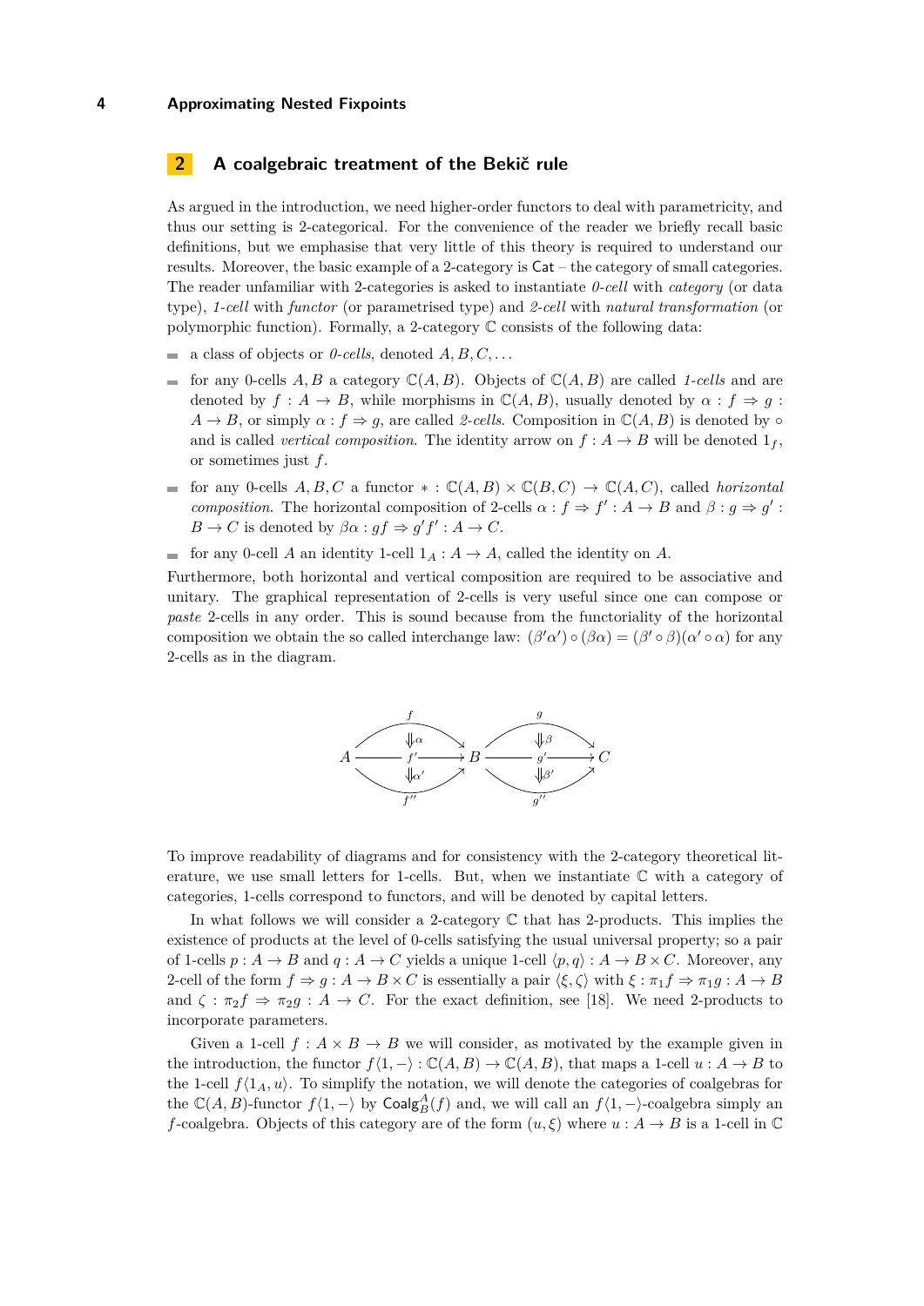## 2 A coalgebraic treatment of the Bekič rule

As argued in the introduction, we need higher-order functors to deal with parametricity, and thus our setting is 2-categorical. For the convenience of the reader we briefly recall basic definitions, but we emphasise that very little of this theory is required to understand our results. Moreover, the basic example of a 2-category is $\mathsf{Cat}$ – the category of small categories. The reader unfamiliar with 2-categories is asked to instantiate *0-cell* with *category* (or data type), *1-cell* with *functor* (or parametrised type) and *2-cell* with *natural transformation* (or polymorphic function). Formally, a 2-category $\mathbb{C}$ consists of the following data:

- a class of objects or *0-cells*, denoted $A, B, C, \ldots$
- for any 0-cells $A, B$ a category $\mathbb{C}(A, B)$. Objects of $\mathbb{C}(A, B)$ are called *1-cells* and are denoted by $f : A \to B$, while morphisms in $\mathbb{C}(A, B)$, usually denoted by $\alpha : f \Rightarrow g : A \to B$, or simply $\alpha : f \Rightarrow g$, are called *2-cells*. Composition in $\mathbb{C}(A, B)$ is denoted by $\circ$ and is called *vertical composition*. The identity arrow on $f : A \to B$ will be denoted $1_f$, or sometimes just $f$.
- for any 0-cells $A, B, C$ a functor $* : \mathbb{C}(A, B) \times \mathbb{C}(B, C) \to \mathbb{C}(A, C)$, called *horizontal composition*. The horizontal composition of 2-cells $\alpha : f \Rightarrow f' : A \to B$ and $\beta : g \Rightarrow g' : B \to C$ is denoted by $\beta\alpha : gf \Rightarrow g'f' : A \to C$.
- for any 0-cell $A$ an identity 1-cell $1_A : A \to A$, called the identity on $A$.

Furthermore, both horizontal and vertical composition are required to be associative and unitary. The graphical representation of 2-cells is very useful since one can compose or *paste* 2-cells in any order. This is sound because from the functoriality of the horizontal composition we obtain the so called interchange law: $(\beta'\alpha') \circ (\beta\alpha) = (\beta' \circ \beta)(\alpha' \circ \alpha)$ for any 2-cells as in the diagram.

$$A \underset{f''}{\overset{f}{\rightrightarrows}} B \underset{g''}{\overset{g}{\rightrightarrows}} C \qquad (\alpha : f \Rightarrow f',\ \alpha' : f' \Rightarrow f'',\ \beta : g \Rightarrow g',\ \beta' : g' \Rightarrow g'')$$

To improve readability of diagrams and for consistency with the 2-category theoretical literature, we use small letters for 1-cells. But, when we instantiate $\mathbb{C}$ with a category of categories, 1-cells correspond to functors, and will be denoted by capital letters.

In what follows we will consider a 2-category $\mathbb{C}$ that has 2-products. This implies the existence of products at the level of 0-cells satisfying the usual universal property; so a pair of 1-cells $p : A \to B$ and $q : A \to C$ yields a unique 1-cell $\langle p, q\rangle : A \to B \times C$. Moreover, any 2-cell of the form $f \Rightarrow g : A \to B \times C$ is essentially a pair $\langle \xi, \zeta\rangle$ with $\xi : \pi_1 f \Rightarrow \pi_1 g : A \to B$ and $\zeta : \pi_2 f \Rightarrow \pi_2 g : A \to C$. For the exact definition, see [18]. We need 2-products to incorporate parameters.

Given a 1-cell $f : A \times B \to B$ we will consider, as motivated by the example given in the introduction, the functor $f\langle 1, -\rangle : \mathbb{C}(A, B) \to \mathbb{C}(A, B)$, that maps a 1-cell $u : A \to B$ to the 1-cell $f\langle 1_A, u\rangle$. To simplify the notation, we will denote the categories of coalgebras for the $\mathbb{C}(A, B)$-functor $f\langle 1, -\rangle$ by $\mathsf{Coalg}^A_B(f)$ and, we will call an $f\langle 1, -\rangle$-coalgebra simply an $f$-coalgebra. Objects of this category are of the form $(u, \xi)$ where $u : A \to B$ is a 1-cell in $\mathbb{C}$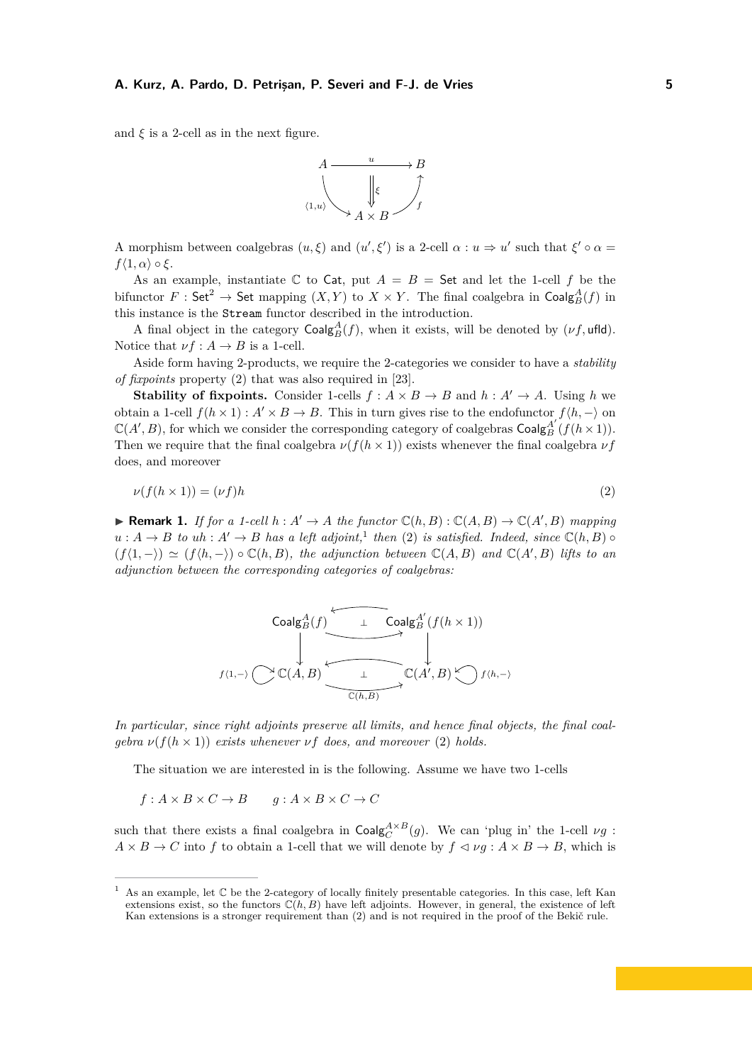and $\xi$ is a 2-cell as in the next figure.

$$
\begin{array}{ccc}
A & \xrightarrow{\quad u \quad} & B \\
{\scriptstyle \langle 1,u \rangle} \searrow & \Downarrow \xi & \nearrow {\scriptstyle f} \\
 & A \times B &
\end{array}
$$

A morphism between coalgebras $(u, \xi)$ and $(u', \xi')$ is a 2-cell $\alpha : u \Rightarrow u'$ such that $\xi' \circ \alpha = f\langle 1, \alpha\rangle \circ \xi$.

As an example, instantiate $\mathbb{C}$ to $\mathsf{Cat}$, put $A = B = \mathsf{Set}$ and let the 1-cell $f$ be the bifunctor $F : \mathsf{Set}^2 \to \mathsf{Set}$ mapping $(X, Y)$ to $X \times Y$. The final coalgebra in $\mathsf{Coalg}^A_B(f)$ in this instance is the `Stream` functor described in the introduction.

A final object in the category $\mathsf{Coalg}^A_B(f)$, when it exists, will be denoted by $(\nu f, \mathsf{ufld})$. Notice that $\nu f : A \to B$ is a 1-cell.

Aside form having 2-products, we require the 2-categories we consider to have a *stability of fixpoints* property (2) that was also required in [23].

**Stability of fixpoints.** Consider 1-cells $f : A \times B \to B$ and $h : A' \to A$. Using $h$ we obtain a 1-cell $f(h \times 1) : A' \times B \to B$. This in turn gives rise to the endofunctor $f\langle h, -\rangle$ on $\mathbb{C}(A', B)$, for which we consider the corresponding category of coalgebras $\mathsf{Coalg}^{A'}_B(f(h \times 1))$. Then we require that the final coalgebra $\nu(f(h \times 1))$ exists whenever the final coalgebra $\nu f$ does, and moreover

$$\nu(f(h \times 1)) = (\nu f)h \tag{2}$$

▶ **Remark 1.** *If for a 1-cell $h : A' \to A$ the functor $\mathbb{C}(h, B) : \mathbb{C}(A, B) \to \mathbb{C}(A', B)$ mapping $u : A \to B$ to $uh : A' \to B$ has a left adjoint,[1] then (2) is satisfied. Indeed, since $\mathbb{C}(h, B) \circ (f\langle 1, -\rangle) \simeq (f\langle h, -\rangle) \circ \mathbb{C}(h, B)$, the adjunction between $\mathbb{C}(A, B)$ and $\mathbb{C}(A', B)$ lifts to an adjunction between the corresponding categories of coalgebras:*

$$
\begin{array}{ccc}
\mathsf{Coalg}^A_B(f) & \underset{\longrightarrow}{\overset{\longleftarrow}{\perp}} & \mathsf{Coalg}^{A'}_B(f(h \times 1)) \\
\downarrow & & \downarrow \\
f\langle 1,-\rangle \circlearrowright \mathbb{C}(A, B) & \underset{\mathbb{C}(h,B)}{\overset{\longleftarrow}{\perp}} & \mathbb{C}(A', B) \circlearrowleft f\langle h,-\rangle
\end{array}
$$

*In particular, since right adjoints preserve all limits, and hence final objects, the final coalgebra $\nu(f(h \times 1))$ exists whenever $\nu f$ does, and moreover (2) holds.*

The situation we are interested in is the following. Assume we have two 1-cells

$$f : A \times B \times C \to B \qquad g : A \times B \times C \to C$$

such that there exists a final coalgebra in $\mathsf{Coalg}^{A \times B}_C(g)$. We can 'plug in' the 1-cell $\nu g : A \times B \to C$ into $f$ to obtain a 1-cell that we will denote by $f \lhd \nu g : A \times B \to B$, which is

---

[1] As an example, let $\mathbb{C}$ be the 2-category of locally finitely presentable categories. In this case, left Kan extensions exist, so the functors $\mathbb{C}(h, B)$ have left adjoints. However, in general, the existence of left Kan extensions is a stronger requirement than (2) and is not required in the proof of the Bekič rule.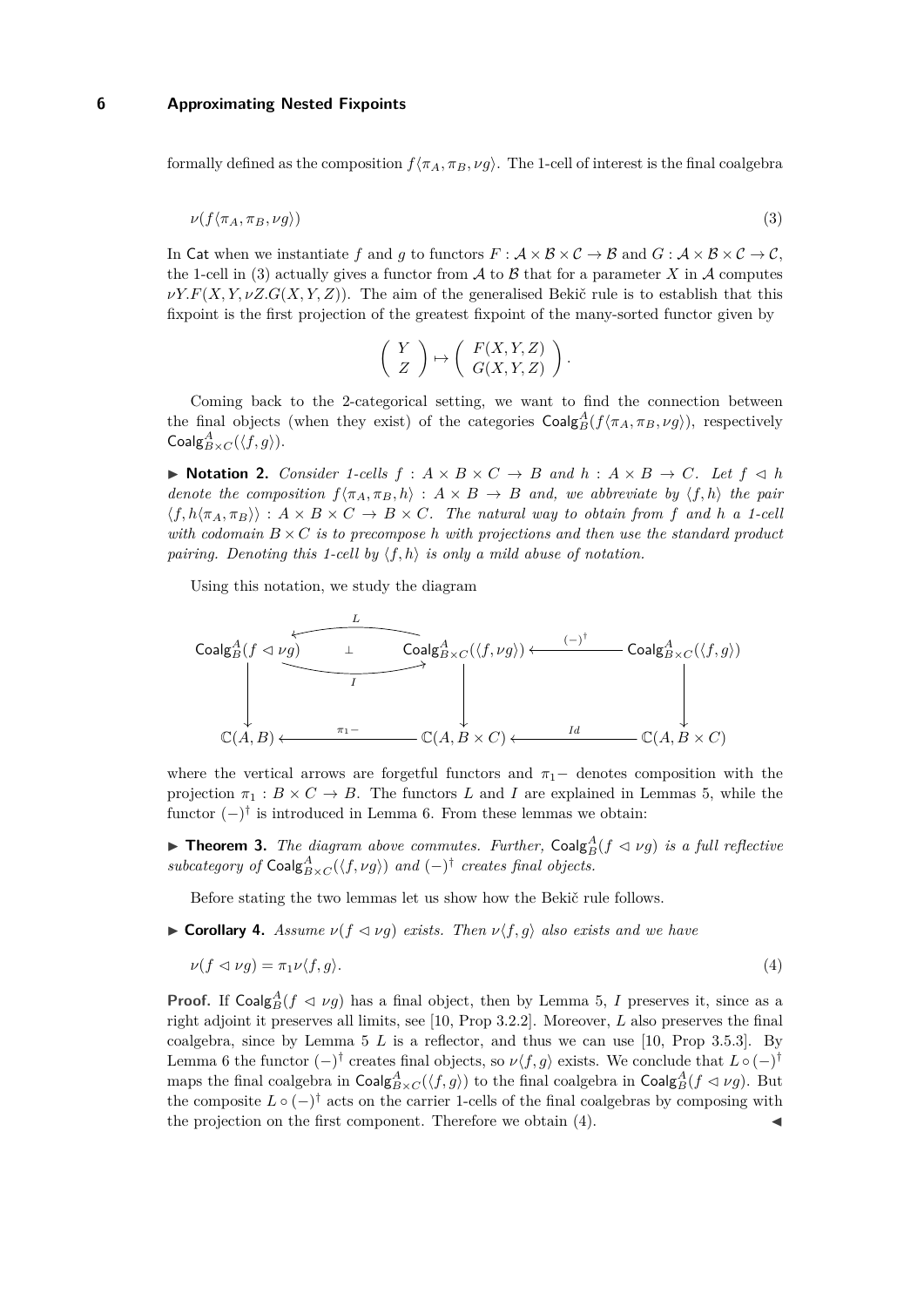formally defined as the composition $f\langle \pi_A, \pi_B, \nu g\rangle$. The 1-cell of interest is the final coalgebra

$$\nu(f\langle \pi_A, \pi_B, \nu g\rangle) \tag{3}$$

In Cat when we instantiate $f$ and $g$ to functors $F : \mathcal{A} \times \mathcal{B} \times \mathcal{C} \to \mathcal{B}$ and $G : \mathcal{A} \times \mathcal{B} \times \mathcal{C} \to \mathcal{C}$, the 1-cell in (3) actually gives a functor from $\mathcal{A}$ to $\mathcal{B}$ that for a parameter $X$ in $\mathcal{A}$ computes $\nu Y.F(X, Y, \nu Z.G(X, Y, Z))$. The aim of the generalised Bekič rule is to establish that this fixpoint is the first projection of the greatest fixpoint of the many-sorted functor given by

$$\begin{pmatrix} Y \\ Z \end{pmatrix} \mapsto \begin{pmatrix} F(X, Y, Z) \\ G(X, Y, Z) \end{pmatrix}.$$

Coming back to the 2-categorical setting, we want to find the connection between the final objects (when they exist) of the categories $\mathsf{Coalg}^A_B(f\langle \pi_A, \pi_B, \nu g\rangle)$, respectively $\mathsf{Coalg}^A_{B\times C}(\langle f, g\rangle)$.

▶ **Notation 2.** *Consider 1-cells $f : A \times B \times C \to B$ and $h : A \times B \to C$. Let $f \lhd h$ denote the composition $f\langle \pi_A, \pi_B, h\rangle : A \times B \to B$ and, we abbreviate by $\langle f, h\rangle$ the pair $\langle f, h\langle \pi_A, \pi_B\rangle\rangle : A \times B \times C \to B \times C$. The natural way to obtain from $f$ and $h$ a 1-cell with codomain $B \times C$ is to precompose $h$ with projections and then use the standard product pairing. Denoting this 1-cell by $\langle f, h\rangle$ is only a mild abuse of notation.*

Using this notation, we study the diagram

$$\begin{array}{ccccc}
\mathsf{Coalg}^A_B(f \lhd \nu g) & \underset{I}{\overset{L}{\rightleftarrows}}\ \bot & \mathsf{Coalg}^A_{B\times C}(\langle f, \nu g\rangle) & \xleftarrow{(-)^\dagger} & \mathsf{Coalg}^A_{B\times C}(\langle f, g\rangle) \\
\downarrow & & \downarrow & & \downarrow \\
\mathbb{C}(A, B) & \xleftarrow{\pi_1 -} & \mathbb{C}(A, B \times C) & \xleftarrow{Id} & \mathbb{C}(A, B \times C)
\end{array}$$

where the vertical arrows are forgetful functors and $\pi_1-$ denotes composition with the projection $\pi_1 : B \times C \to B$. The functors $L$ and $I$ are explained in Lemmas 5, while the functor $(-)^\dagger$ is introduced in Lemma 6. From these lemmas we obtain:

▶ **Theorem 3.** *The diagram above commutes. Further, $\mathsf{Coalg}^A_B(f \lhd \nu g)$ is a full reflective subcategory of $\mathsf{Coalg}^A_{B\times C}(\langle f, \nu g\rangle)$ and $(-)^\dagger$ creates final objects.*

Before stating the two lemmas let us show how the Bekič rule follows.

▶ **Corollary 4.** *Assume $\nu(f \lhd \nu g)$ exists. Then $\nu\langle f, g\rangle$ also exists and we have*

$$\nu(f \lhd \nu g) = \pi_1 \nu\langle f, g\rangle. \tag{4}$$

**Proof.** If $\mathsf{Coalg}^A_B(f \lhd \nu g)$ has a final object, then by Lemma 5, $I$ preserves it, since as a right adjoint it preserves all limits, see [10, Prop 3.2.2]. Moreover, $L$ also preserves the final coalgebra, since by Lemma 5 $L$ is a reflector, and thus we can use [10, Prop 3.5.3]. By Lemma 6 the functor $(-)^\dagger$ creates final objects, so $\nu\langle f, g\rangle$ exists. We conclude that $L \circ (-)^\dagger$ maps the final coalgebra in $\mathsf{Coalg}^A_{B\times C}(\langle f, g\rangle)$ to the final coalgebra in $\mathsf{Coalg}^A_B(f \lhd \nu g)$. But the composite $L \circ (-)^\dagger$ acts on the carrier 1-cells of the final coalgebras by composing with the projection on the first component. Therefore we obtain (4). ◀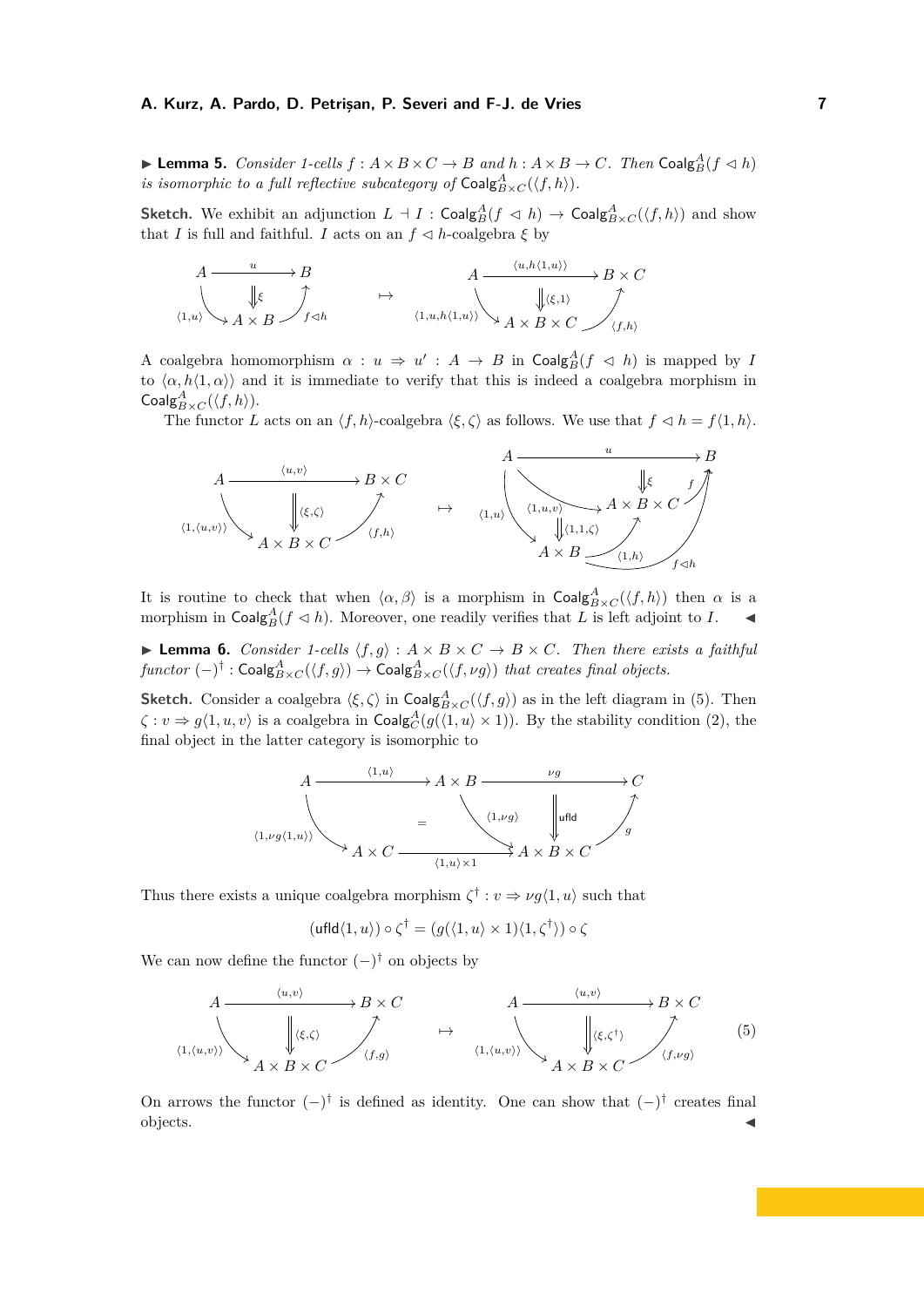▶ **Lemma 5.** *Consider 1-cells $f : A \times B \times C \to B$ and $h : A \times B \to C$. Then $\mathsf{Coalg}^A_B(f \lhd h)$ is isomorphic to a full reflective subcategory of $\mathsf{Coalg}^A_{B\times C}(\langle f, h\rangle)$.*

**Sketch.** We exhibit an adjunction $L \dashv I : \mathsf{Coalg}^A_B(f \lhd h) \to \mathsf{Coalg}^A_{B\times C}(\langle f, h\rangle)$ and show that $I$ is full and faithful. $I$ acts on an $f \lhd h$-coalgebra $\xi$ by

$$
\begin{array}{ccc}
A \xrightarrow{u} B,\quad \xi : u \Rightarrow (f\lhd h)\langle 1, u\rangle \ \text{ with } \langle 1,u\rangle : A \to A\times B,\ f\lhd h : A \times B \to B
& \mapsto &
A \xrightarrow{\langle u, h\langle 1,u\rangle\rangle} B\times C,\quad \langle \xi, 1\rangle : \langle u, h\langle 1,u\rangle\rangle \Rightarrow \langle f,h\rangle \langle 1, u, h\langle 1,u\rangle\rangle
\end{array}
$$

A coalgebra homomorphism $\alpha : u \Rightarrow u' : A \to B$ in $\mathsf{Coalg}^A_B(f \lhd h)$ is mapped by $I$ to $\langle \alpha, h\langle 1, \alpha\rangle\rangle$ and it is immediate to verify that this is indeed a coalgebra morphism in $\mathsf{Coalg}^A_{B\times C}(\langle f, h\rangle)$.

The functor $L$ acts on an $\langle f, h\rangle$-coalgebra $\langle \xi, \zeta\rangle$ as follows. We use that $f \lhd h = f\langle 1, h\rangle$.

$$
\begin{array}{ccc}
A \xrightarrow{\langle u,v\rangle} B\times C,\quad \langle \xi,\zeta\rangle : \langle u,v\rangle \Rightarrow \langle f,h\rangle\langle 1, \langle u,v\rangle\rangle
& \mapsto &
A \xrightarrow{u} B,\quad \xi : u \Rightarrow f\langle 1,u,v\rangle,\quad \langle 1,1,\zeta\rangle : \langle 1,u,v\rangle \Rightarrow \langle 1,h\rangle\langle 1,u\rangle,\quad f\lhd h : A\times B \to B
\end{array}
$$

It is routine to check that when $\langle \alpha, \beta\rangle$ is a morphism in $\mathsf{Coalg}^A_{B\times C}(\langle f, h\rangle)$ then $\alpha$ is a morphism in $\mathsf{Coalg}^A_B(f \lhd h)$. Moreover, one readily verifies that $L$ is left adjoint to $I$. ◀

▶ **Lemma 6.** *Consider 1-cells $\langle f, g\rangle : A \times B \times C \to B \times C$. Then there exists a faithful functor $(-)^\dagger : \mathsf{Coalg}^A_{B\times C}(\langle f, g\rangle) \to \mathsf{Coalg}^A_{B\times C}(\langle f, \nu g\rangle)$ that creates final objects.*

**Sketch.** Consider a coalgebra $\langle \xi, \zeta\rangle$ in $\mathsf{Coalg}^A_{B\times C}(\langle f, g\rangle)$ as in the left diagram in (5). Then $\zeta : v \Rightarrow g\langle 1, u, v\rangle$ is a coalgebra in $\mathsf{Coalg}^A_C(g(\langle 1, u\rangle \times 1))$. By the stability condition (2), the final object in the latter category is isomorphic to

$$
A \xrightarrow{\langle 1,u\rangle} A\times B \xrightarrow{\nu g} C,\qquad \mathsf{ufld} : \nu g \Rightarrow g\langle 1, \nu g\rangle,\qquad \langle 1,\nu g\rangle\langle 1,u\rangle = (\langle 1,u\rangle\times 1)\langle 1, \nu g\langle 1,u\rangle\rangle
$$

Thus there exists a unique coalgebra morphism $\zeta^\dagger : v \Rightarrow \nu g\langle 1, u\rangle$ such that

$$(\mathsf{ufld}\langle 1, u\rangle) \circ \zeta^\dagger = (g(\langle 1, u\rangle \times 1)\langle 1, \zeta^\dagger\rangle) \circ \zeta$$

We can now define the functor $(-)^\dagger$ on objects by

$$
\begin{array}{ccc}
A \xrightarrow{\langle u,v\rangle} B\times C,\quad \langle \xi,\zeta\rangle : \langle u,v\rangle \Rightarrow \langle f,g\rangle\langle 1,\langle u,v\rangle\rangle
& \mapsto &
A \xrightarrow{\langle u,v\rangle} B\times C,\quad \langle \xi,\zeta^\dagger\rangle : \langle u,v\rangle \Rightarrow \langle f,\nu g\rangle\langle 1,\langle u,v\rangle\rangle
\end{array}
\tag{5}
$$

On arrows the functor $(-)^\dagger$ is defined as identity. One can show that $(-)^\dagger$ creates final objects. ◀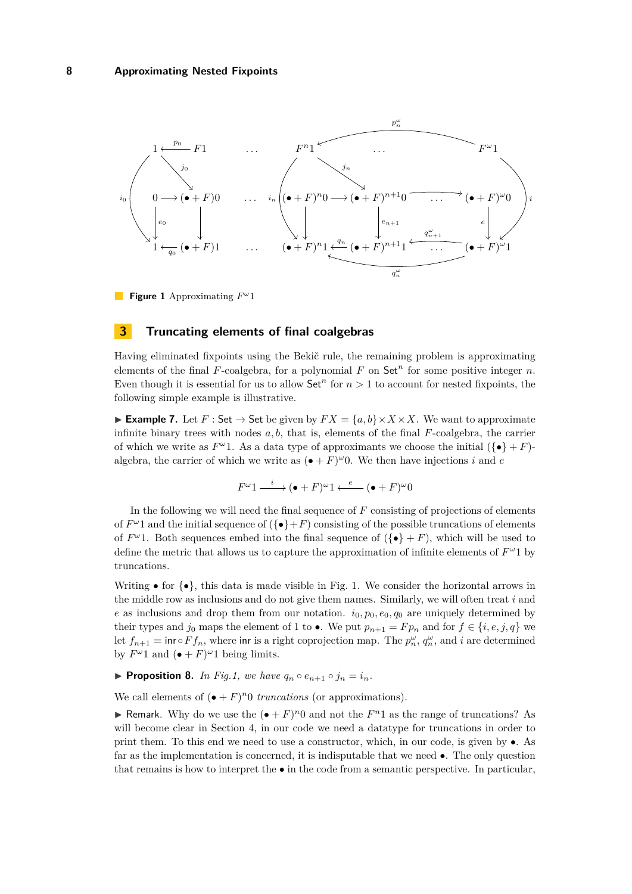**Figure 1** Approximating $F^\omega 1$

## 3 Truncating elements of final coalgebras

Having eliminated fixpoints using the Bekič rule, the remaining problem is approximating elements of the final $F$-coalgebra, for a polynomial $F$ on $\mathsf{Set}^n$ for some positive integer $n$. Even though it is essential for us to allow $\mathsf{Set}^n$ for $n > 1$ to account for nested fixpoints, the following simple example is illustrative.

▶ **Example 7.** Let $F : \mathsf{Set} \to \mathsf{Set}$ be given by $FX = \{a, b\} \times X \times X$. We want to approximate infinite binary trees with nodes $a, b$, that is, elements of the final $F$-coalgebra, the carrier of which we write as $F^\omega 1$. As a data type of approximants we choose the initial $(\{\bullet\} + F)$-algebra, the carrier of which we write as $(\bullet + F)^\omega 0$. We then have injections $i$ and $e$

$$F^\omega 1 \xrightarrow{\ i\ } (\bullet + F)^\omega 1 \xleftarrow{\ e\ } (\bullet + F)^\omega 0$$

In the following we will need the final sequence of $F$ consisting of projections of elements of $F^\omega 1$ and the initial sequence of $(\{\bullet\} + F)$ consisting of the possible truncations of elements of $F^\omega 1$. Both sequences embed into the final sequence of $(\{\bullet\} + F)$, which will be used to define the metric that allows us to capture the approximation of infinite elements of $F^\omega 1$ by truncations.

Writing $\bullet$ for $\{\bullet\}$, this data is made visible in Fig. 1. We consider the horizontal arrows in the middle row as inclusions and do not give them names. Similarly, we will often treat $i$ and $e$ as inclusions and drop them from our notation. $i_0, p_0, e_0, q_0$ are uniquely determined by their types and $j_0$ maps the element of 1 to $\bullet$. We put $p_{n+1} = Fp_n$ and for $f \in \{i, e, j, q\}$ we let $f_{n+1} = \mathsf{inr} \circ Ff_n$, where $\mathsf{inr}$ is a right coprojection map. The $p_n^\omega$, $q_n^\omega$, and $i$ are determined by $F^\omega 1$ and $(\bullet + F)^\omega 1$ being limits.

▶ **Proposition 8.** *In Fig.1, we have* $q_n \circ e_{n+1} \circ j_n = i_n$.

We call elements of $(\bullet + F)^n 0$ *truncations* (or approximations).

▶ Remark. Why do we use the $(\bullet + F)^n 0$ and not the $F^n 1$ as the range of truncations? As will become clear in Section 4, in our code we need a datatype for truncations in order to print them. To this end we need to use a constructor, which, in our code, is given by $\bullet$. As far as the implementation is concerned, it is indisputable that we need $\bullet$. The only question that remains is how to interpret the $\bullet$ in the code from a semantic perspective. In particular,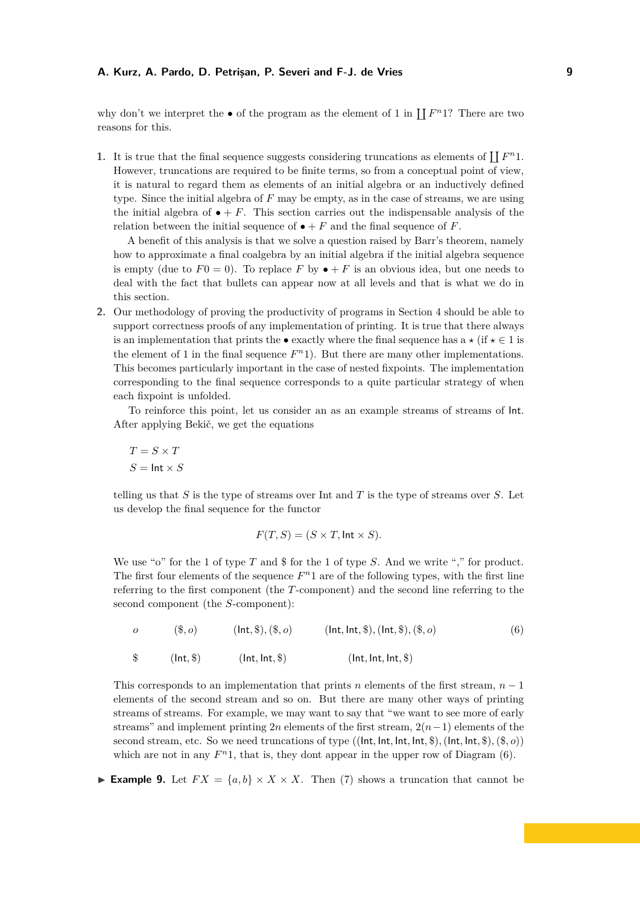why don't we interpret the $\bullet$ of the program as the element of 1 in $\coprod F^n 1$? There are two reasons for this.

1. It is true that the final sequence suggests considering truncations as elements of $\coprod F^n 1$. However, truncations are required to be finite terms, so from a conceptual point of view, it is natural to regard them as elements of an initial algebra or an inductively defined type. Since the initial algebra of $F$ may be empty, as in the case of streams, we are using the initial algebra of $\bullet + F$. This section carries out the indispensable analysis of the relation between the initial sequence of $\bullet + F$ and the final sequence of $F$.

   A benefit of this analysis is that we solve a question raised by Barr's theorem, namely how to approximate a final coalgebra by an initial algebra if the initial algebra sequence is empty (due to $F0 = 0$). To replace $F$ by $\bullet + F$ is an obvious idea, but one needs to deal with the fact that bullets can appear now at all levels and that is what we do in this section.

2. Our methodology of proving the productivity of programs in Section 4 should be able to support correctness proofs of any implementation of printing. It is true that there always is an implementation that prints the $\bullet$ exactly where the final sequence has a $\star$ (if $\star \in 1$ is the element of 1 in the final sequence $F^n 1$). But there are many other implementations. This becomes particularly important in the case of nested fixpoints. The implementation corresponding to the final sequence corresponds to a quite particular strategy of when each fixpoint is unfolded.

   To reinforce this point, let us consider an as an example streams of streams of $\mathsf{Int}$. After applying Bekič, we get the equations

$$
\begin{aligned}
T &= S \times T \\
S &= \mathsf{Int} \times S
\end{aligned}
$$

   telling us that $S$ is the type of streams over Int and $T$ is the type of streams over $S$. Let us develop the final sequence for the functor

$$
F(T, S) = (S \times T, \mathsf{Int} \times S).
$$

   We use "o" for the 1 of type $T$ and \$ for the 1 of type $S$. And we write "," for product. The first four elements of the sequence $F^n 1$ are of the following types, with the first line referring to the first component (the $T$-component) and the second line referring to the second component (the $S$-component):

$$
\begin{array}{llll}
o & (\$, o) & (\mathsf{Int}, \$), (\$, o) & (\mathsf{Int}, \mathsf{Int}, \$), (\mathsf{Int}, \$), (\$, o) \\[1em]
\$ & (\mathsf{Int}, \$) & (\mathsf{Int}, \mathsf{Int}, \$) & (\mathsf{Int}, \mathsf{Int}, \mathsf{Int}, \$)
\end{array}
\qquad (6)
$$

   This corresponds to an implementation that prints $n$ elements of the first stream, $n-1$ elements of the second stream and so on. But there are many other ways of printing streams of streams. For example, we may want to say that "we want to see more of early streams" and implement printing $2n$ elements of the first stream, $2(n-1)$ elements of the second stream, etc. So we need truncations of type $((\mathsf{Int}, \mathsf{Int}, \mathsf{Int}, \mathsf{Int}, \$), (\mathsf{Int}, \mathsf{Int}, \$), (\$, o))$ which are not in any $F^n 1$, that is, they dont appear in the upper row of Diagram (6).

▶ **Example 9.** Let $FX = \{a, b\} \times X \times X$. Then (7) shows a truncation that cannot be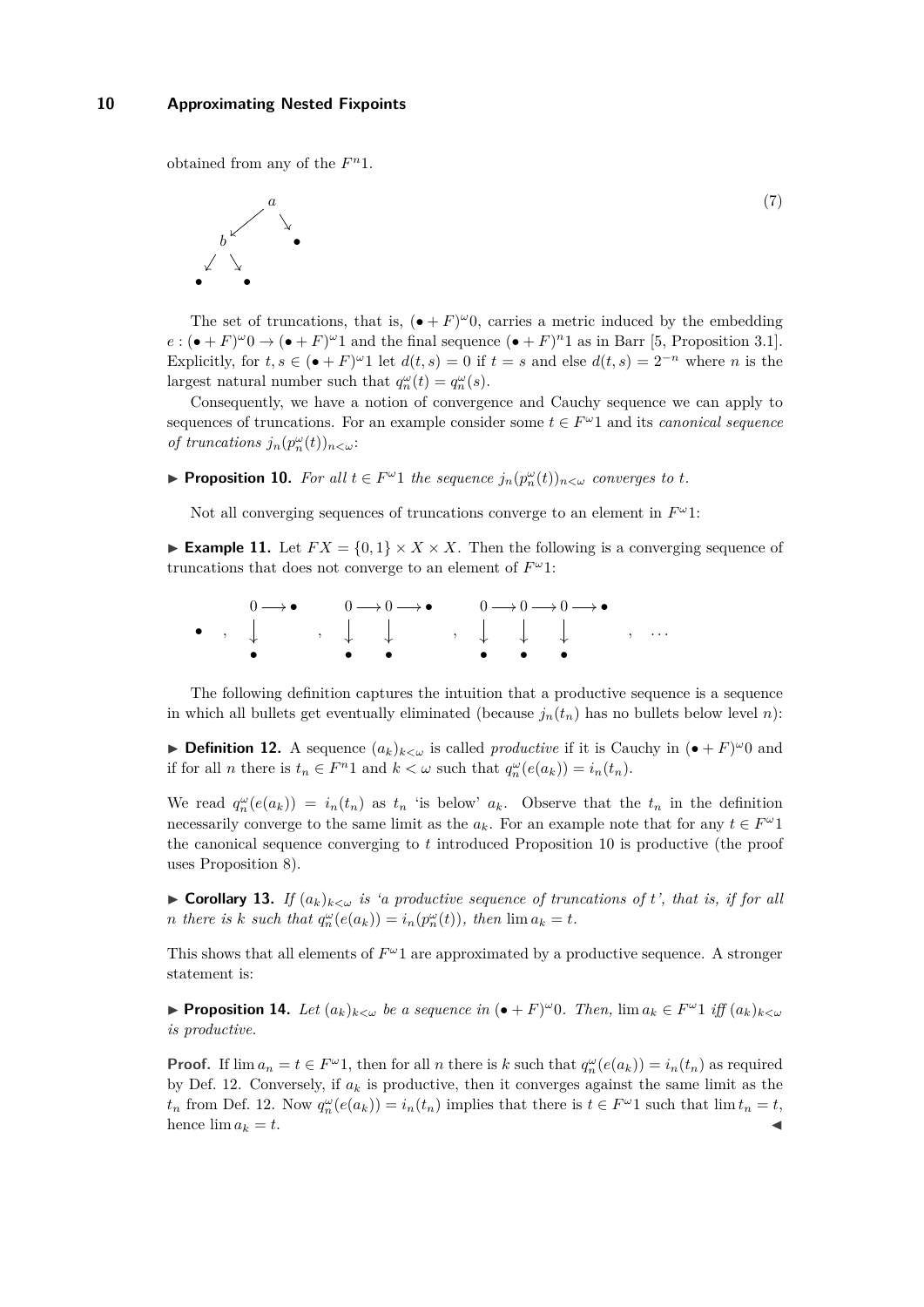obtained from any of the $F^n 1$.

$$
\begin{array}{ccc}
 & & a \\
 & \swarrow & & \searrow \\
 b & & & & \bullet \\
 \swarrow \ \searrow \\
 \bullet \quad \bullet
\end{array}
\tag{7}
$$

The set of truncations, that is, $(\bullet + F)^\omega 0$, carries a metric induced by the embedding $e : (\bullet + F)^\omega 0 \to (\bullet + F)^\omega 1$ and the final sequence $(\bullet + F)^n 1$ as in Barr [5, Proposition 3.1]. Explicitly, for $t, s \in (\bullet + F)^\omega 1$ let $d(t, s) = 0$ if $t = s$ and else $d(t, s) = 2^{-n}$ where $n$ is the largest natural number such that $q^\omega_n(t) = q^\omega_n(s)$.

Consequently, we have a notion of convergence and Cauchy sequence we can apply to sequences of truncations. For an example consider some $t \in F^\omega 1$ and its *canonical sequence of truncations* $j_n(p^\omega_n(t))_{n<\omega}$:

▶ **Proposition 10.** *For all $t \in F^\omega 1$ the sequence $j_n(p^\omega_n(t))_{n<\omega}$ converges to $t$.*

Not all converging sequences of truncations converge to an element in $F^\omega 1$:

▶ **Example 11.** Let $FX = \{0, 1\} \times X \times X$. Then the following is a converging sequence of truncations that does not converge to an element of $F^\omega 1$:

$$
\bullet \quad , \quad
\begin{array}{ccc} 0 & \longrightarrow & \bullet \\ \downarrow & & \\ \bullet & & \end{array}
\quad , \quad
\begin{array}{ccccc} 0 & \longrightarrow & 0 & \longrightarrow & \bullet \\ \downarrow & & \downarrow & & \\ \bullet & & \bullet & & \end{array}
\quad , \quad
\begin{array}{ccccccc} 0 & \longrightarrow & 0 & \longrightarrow & 0 & \longrightarrow & \bullet \\ \downarrow & & \downarrow & & \downarrow & & \\ \bullet & & \bullet & & \bullet & & \end{array}
\quad , \quad \ldots
$$

The following definition captures the intuition that a productive sequence is a sequence in which all bullets get eventually eliminated (because $j_n(t_n)$ has no bullets below level $n$):

▶ **Definition 12.** A sequence $(a_k)_{k<\omega}$ is called *productive* if it is Cauchy in $(\bullet + F)^\omega 0$ and if for all $n$ there is $t_n \in F^n 1$ and $k < \omega$ such that $q^\omega_n(e(a_k)) = i_n(t_n)$.

We read $q^\omega_n(e(a_k)) = i_n(t_n)$ as $t_n$ 'is below' $a_k$. Observe that the $t_n$ in the definition necessarily converge to the same limit as the $a_k$. For an example note that for any $t \in F^\omega 1$ the canonical sequence converging to $t$ introduced Proposition 10 is productive (the proof uses Proposition 8).

▶ **Corollary 13.** *If $(a_k)_{k<\omega}$ is 'a productive sequence of truncations of $t$', that is, if for all $n$ there is $k$ such that $q^\omega_n(e(a_k)) = i_n(p^\omega_n(t))$, then $\lim a_k = t$.*

This shows that all elements of $F^\omega 1$ are approximated by a productive sequence. A stronger statement is:

▶ **Proposition 14.** *Let $(a_k)_{k<\omega}$ be a sequence in $(\bullet + F)^\omega 0$. Then, $\lim a_k \in F^\omega 1$ iff $(a_k)_{k<\omega}$ is productive.*

**Proof.** If $\lim a_n = t \in F^\omega 1$, then for all $n$ there is $k$ such that $q^\omega_n(e(a_k)) = i_n(t_n)$ as required by Def. 12. Conversely, if $a_k$ is productive, then it converges against the same limit as the $t_n$ from Def. 12. Now $q^\omega_n(e(a_k)) = i_n(t_n)$ implies that there is $t \in F^\omega 1$ such that $\lim t_n = t$, hence $\lim a_k = t$. ◀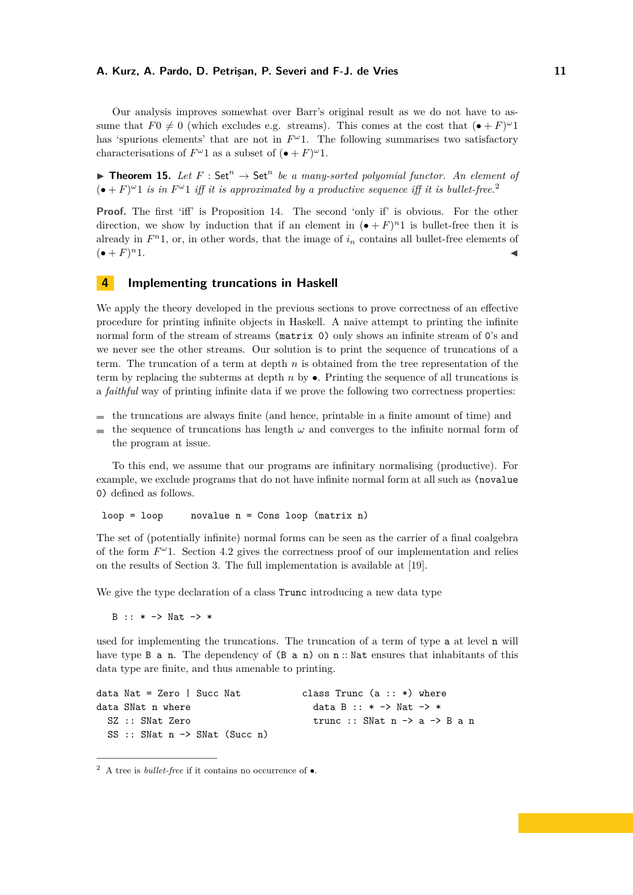Our analysis improves somewhat over Barr's original result as we do not have to assume that $F0 \neq 0$ (which excludes e.g. streams). This comes at the cost that $(\bullet + F)^\omega 1$ has 'spurious elements' that are not in $F^\omega 1$. The following summarises two satisfactory characterisations of $F^\omega 1$ as a subset of $(\bullet + F)^\omega 1$.

▶ **Theorem 15.** *Let $F : \mathsf{Set}^n \to \mathsf{Set}^n$ be a many-sorted polyomial functor. An element of $(\bullet + F)^\omega 1$ is in $F^\omega 1$ iff it is approximated by a productive sequence iff it is bullet-free.*[2]

**Proof.** The first 'iff' is Proposition 14. The second 'only if' is obvious. For the other direction, we show by induction that if an element in $(\bullet + F)^n 1$ is bullet-free then it is already in $F^n 1$, or, in other words, that the image of $i_n$ contains all bullet-free elements of $(\bullet + F)^n 1$. ◀

## 4 Implementing truncations in Haskell

We apply the theory developed in the previous sections to prove correctness of an effective procedure for printing infinite objects in Haskell. A naive attempt to printing the infinite normal form of the stream of streams `(matrix 0)` only shows an infinite stream of 0's and we never see the other streams. Our solution is to print the sequence of truncations of a term. The truncation of a term at depth $n$ is obtained from the tree representation of the term by replacing the subterms at depth $n$ by $\bullet$. Printing the sequence of all truncations is a *faithful* way of printing infinite data if we prove the following two correctness properties:

- the truncations are always finite (and hence, printable in a finite amount of time) and
- the sequence of truncations has length $\omega$ and converges to the infinite normal form of the program at issue.

To this end, we assume that our programs are infinitary normalising (productive). For example, we exclude programs that do not have infinite normal form at all such as `(novalue 0)` defined as follows.

```
loop = loop      novalue n = Cons loop (matrix n)
```

The set of (potentially infinite) normal forms can be seen as the carrier of a final coalgebra of the form $F^\omega 1$. Section 4.2 gives the correctness proof of our implementation and relies on the results of Section 3. The full implementation is available at [19].

We give the type declaration of a class `Trunc` introducing a new data type

```
B :: * -> Nat -> *
```

used for implementing the truncations. The truncation of a term of type `a` at level `n` will have type `B a n`. The dependency of `(B a n)` on `n :: Nat` ensures that inhabitants of this data type are finite, and thus amenable to printing.

```
data Nat = Zero | Succ Nat
data SNat n where
  SZ :: SNat Zero
  SS :: SNat n -> SNat (Succ n)
```

```
class Trunc (a :: *) where
  data B :: * -> Nat -> *
  trunc :: SNat n -> a -> B a n
```

[2] A tree is *bullet-free* if it contains no occurrence of $\bullet$.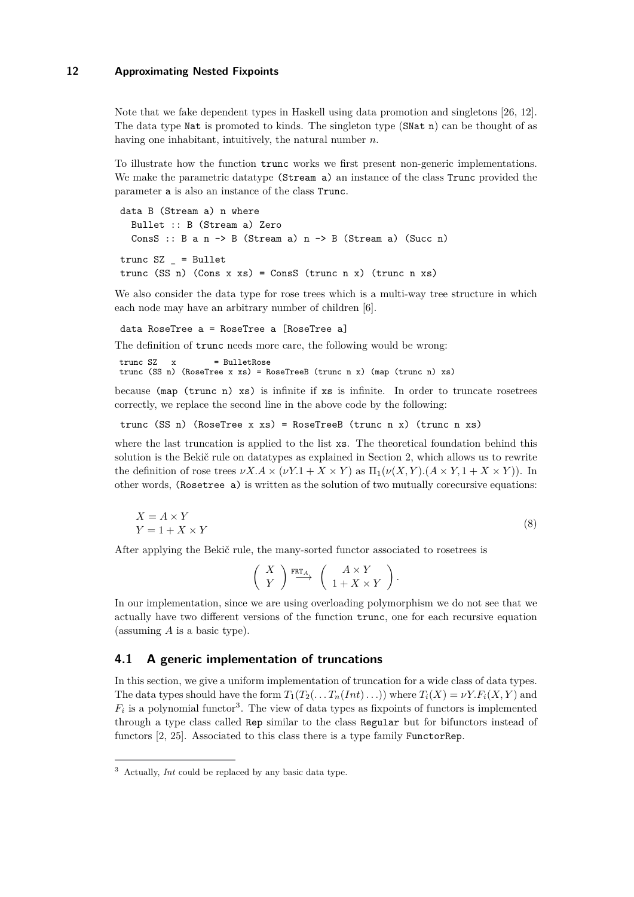Note that we fake dependent types in Haskell using data promotion and singletons [26, 12]. The data type `Nat` is promoted to kinds. The singleton type (`SNat n`) can be thought of as having one inhabitant, intuitively, the natural number $n$.

To illustrate how the function `trunc` works we first present non-generic implementations. We make the parametric datatype `(Stream a)` an instance of the class `Trunc` provided the parameter `a` is also an instance of the class `Trunc`.

```
data B (Stream a) n where
  Bullet :: B (Stream a) Zero
  ConsS :: B a n -> B (Stream a) n -> B (Stream a) (Succ n)

trunc SZ _ = Bullet
trunc (SS n) (Cons x xs) = ConsS (trunc n x) (trunc n xs)
```

We also consider the data type for rose trees which is a multi-way tree structure in which each node may have an arbitrary number of children [6].

```
data RoseTree a = RoseTree a [RoseTree a]
```

The definition of `trunc` needs more care, the following would be wrong:

```
trunc SZ   x        = BulletRose
trunc (SS n) (RoseTree x xs) = RoseTreeB (trunc n x) (map (trunc n) xs)
```

because `(map (trunc n) xs)` is infinite if `xs` is infinite. In order to truncate rosetrees correctly, we replace the second line in the above code by the following:

```
trunc (SS n) (RoseTree x xs) = RoseTreeB (trunc n x) (trunc n xs)
```

where the last truncation is applied to the list `xs`. The theoretical foundation behind this solution is the Bekič rule on datatypes as explained in Section 2, which allows us to rewrite the definition of rose trees $\nu X.A \times (\nu Y.1 + X \times Y)$ as $\Pi_1(\nu(X,Y).(A \times Y, 1 + X \times Y))$. In other words, `(Rosetree a)` is written as the solution of two mutually corecursive equations:

$$
\begin{aligned}
X &= A \times Y \\
Y &= 1 + X \times Y
\end{aligned}
\tag{8}
$$

After applying the Bekič rule, the many-sorted functor associated to rosetrees is

$$
\begin{pmatrix} X \\ Y \end{pmatrix} \xrightarrow{\mathtt{FRT}_A} \begin{pmatrix} A \times Y \\ 1 + X \times Y \end{pmatrix}.
$$

In our implementation, since we are using overloading polymorphism we do not see that we actually have two different versions of the function `trunc`, one for each recursive equation (assuming $A$ is a basic type).

## 4.1 A generic implementation of truncations

In this section, we give a uniform implementation of truncation for a wide class of data types. The data types should have the form $T_1(T_2(\ldots T_n(Int)\ldots))$ where $T_i(X) = \nu Y.F_i(X,Y)$ and $F_i$ is a polynomial functor[3]. The view of data types as fixpoints of functors is implemented through a type class called `Rep` similar to the class `Regular` but for bifunctors instead of functors [2, 25]. Associated to this class there is a type family `FunctorRep`.

---

[3] Actually, $Int$ could be replaced by any basic data type.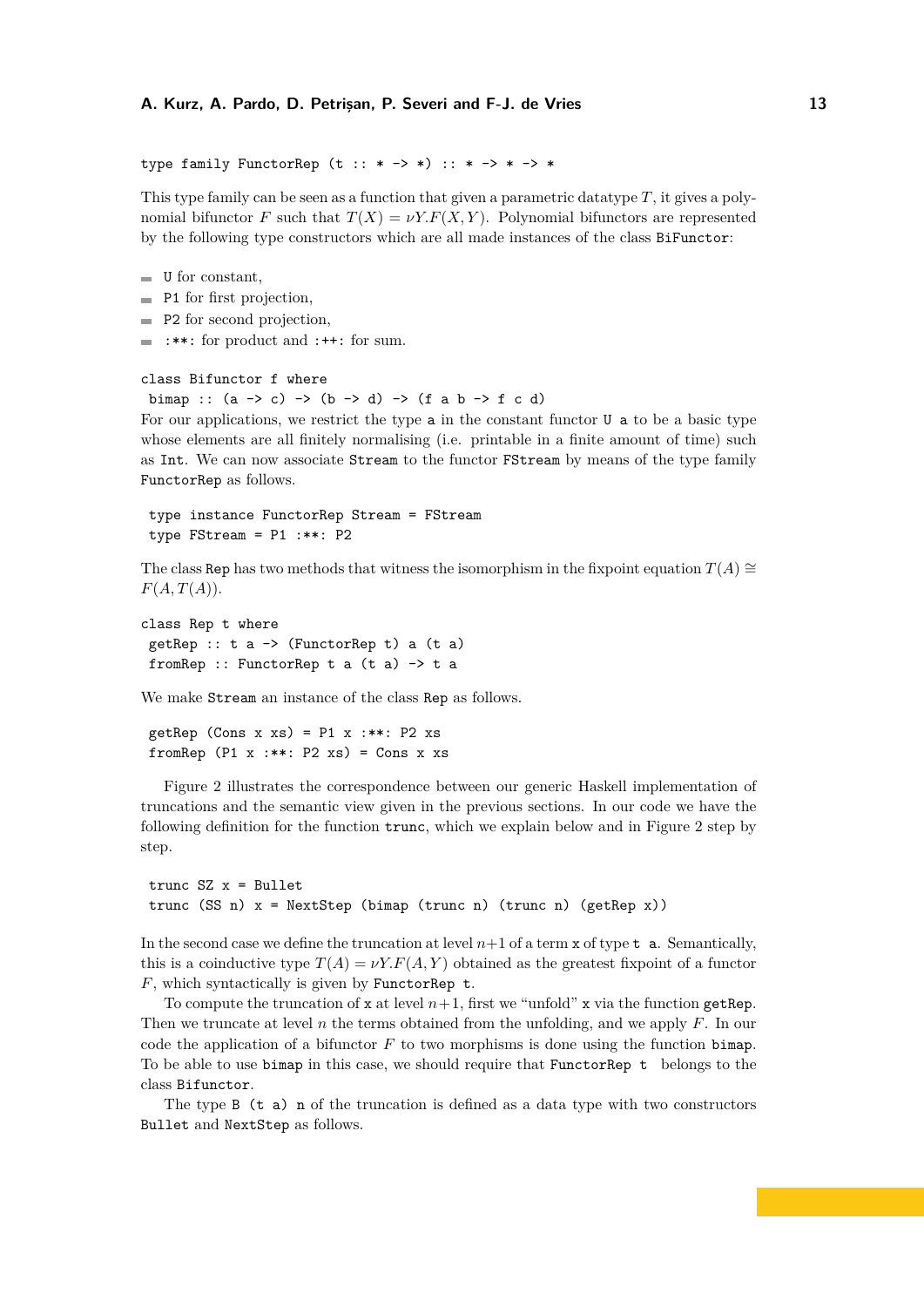```
type family FunctorRep (t :: * -> *) :: * -> * -> *
```

This type family can be seen as a function that given a parametric datatype $T$, it gives a polynomial bifunctor $F$ such that $T(X) = \nu Y.F(X, Y)$. Polynomial bifunctors are represented by the following type constructors which are all made instances of the class `BiFunctor`:

- `U` for constant,
- `P1` for first projection,
- `P2` for second projection,
- `:**:` for product and `:++:` for sum.

```
class Bifunctor f where
 bimap :: (a -> c) -> (b -> d) -> (f a b -> f c d)
```

For our applications, we restrict the type `a` in the constant functor `U a` to be a basic type whose elements are all finitely normalising (i.e. printable in a finite amount of time) such as `Int`. We can now associate `Stream` to the functor `FStream` by means of the type family `FunctorRep` as follows.

```
 type instance FunctorRep Stream = FStream
 type FStream = P1 :**: P2
```

The class `Rep` has two methods that witness the isomorphism in the fixpoint equation $T(A) \cong F(A, T(A))$.

```
class Rep t where
 getRep :: t a -> (FunctorRep t) a (t a)
 fromRep :: FunctorRep t a (t a) -> t a
```

We make `Stream` an instance of the class `Rep` as follows.

```
 getRep (Cons x xs) = P1 x :**: P2 xs
 fromRep (P1 x :**: P2 xs) = Cons x xs
```

Figure 2 illustrates the correspondence between our generic Haskell implementation of truncations and the semantic view given in the previous sections. In our code we have the following definition for the function `trunc`, which we explain below and in Figure 2 step by step.

```
 trunc SZ x = Bullet
 trunc (SS n) x = NextStep (bimap (trunc n) (trunc n) (getRep x))
```

In the second case we define the truncation at level $n+1$ of a term `x` of type `t a`. Semantically, this is a coinductive type $T(A) = \nu Y.F(A, Y)$ obtained as the greatest fixpoint of a functor $F$, which syntactically is given by `FunctorRep t`.

To compute the truncation of `x` at level $n+1$, first we "unfold" `x` via the function `getRep`. Then we truncate at level $n$ the terms obtained from the unfolding, and we apply $F$. In our code the application of a bifunctor $F$ to two morphisms is done using the function `bimap`. To be able to use `bimap` in this case, we should require that `FunctorRep t` belongs to the class `Bifunctor`.

The type `B (t a) n` of the truncation is defined as a data type with two constructors `Bullet` and `NextStep` as follows.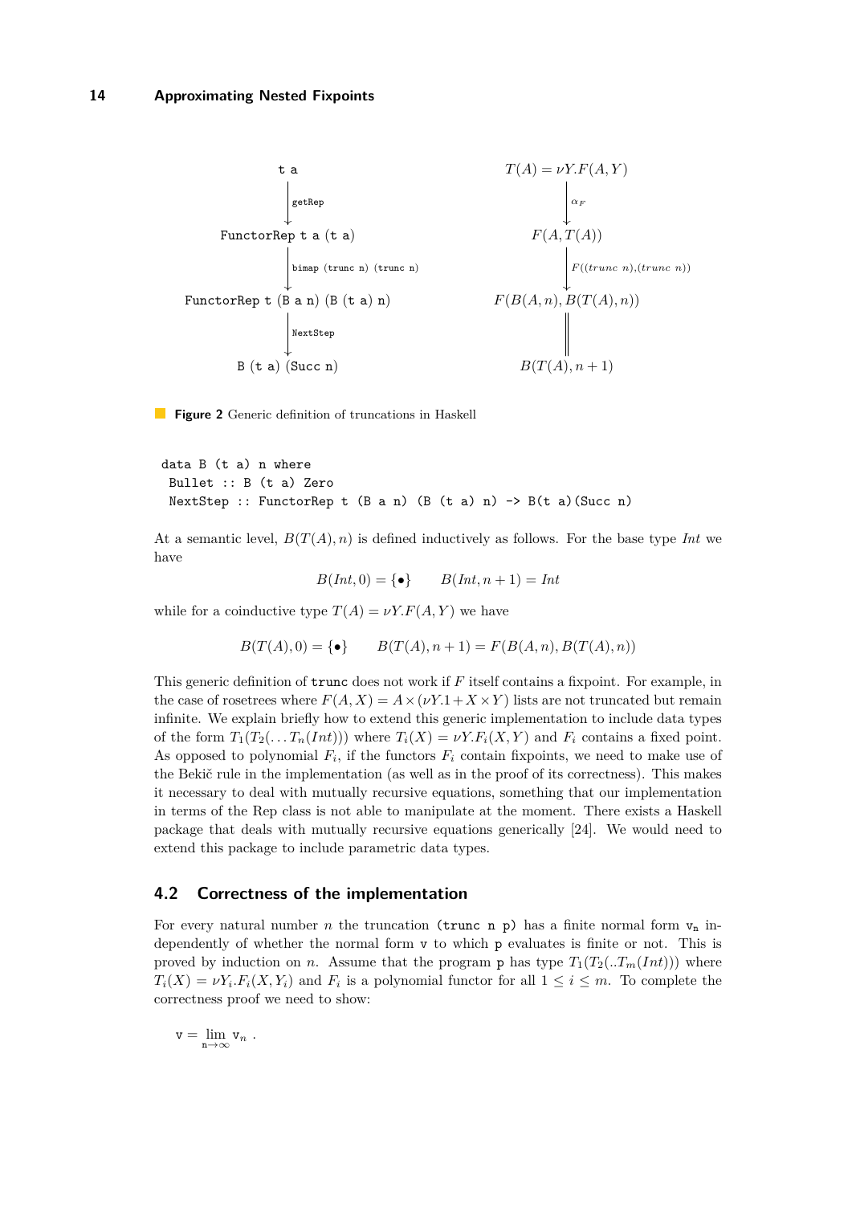```
t a
  |
  | getRep
  v
FunctorRep t a (t a)
  |
  | bimap (trunc n) (trunc n)
  v
FunctorRep t (B a n) (B (t a) n)
  |
  | NextStep
  v
B (t a) (Succ n)
```

$$
\begin{array}{c}
T(A) = \nu Y.F(A,Y) \\
\downarrow \alpha_F \\
F(A, T(A)) \\
\downarrow F((trunc\ n),(trunc\ n)) \\
F(B(A,n), B(T(A),n)) \\
\| \\
B(T(A), n+1)
\end{array}
$$

**Figure 2** Generic definition of truncations in Haskell

```
data B (t a) n where
  Bullet :: B (t a) Zero
  NextStep :: FunctorRep t (B a n) (B (t a) n) -> B(t a)(Succ n)
```

At a semantic level, $B(T(A), n)$ is defined inductively as follows. For the base type *Int* we have

$$B(Int, 0) = \{\bullet\} \qquad B(Int, n+1) = Int$$

while for a coinductive type $T(A) = \nu Y.F(A,Y)$ we have

$$B(T(A), 0) = \{\bullet\} \qquad B(T(A), n+1) = F(B(A,n), B(T(A), n))$$

This generic definition of `trunc` does not work if $F$ itself contains a fixpoint. For example, in the case of rosetrees where $F(A,X) = A \times (\nu Y.1 + X \times Y)$ lists are not truncated but remain infinite. We explain briefly how to extend this generic implementation to include data types of the form $T_1(T_2(\dots T_n(Int)))$ where $T_i(X) = \nu Y.F_i(X,Y)$ and $F_i$ contains a fixed point. As opposed to polynomial $F_i$, if the functors $F_i$ contain fixpoints, we need to make use of the Bekič rule in the implementation (as well as in the proof of its correctness). This makes it necessary to deal with mutually recursive equations, something that our implementation in terms of the Rep class is not able to manipulate at the moment. There exists a Haskell package that deals with mutually recursive equations generically [24]. We would need to extend this package to include parametric data types.

## 4.2 Correctness of the implementation

For every natural number $n$ the truncation `(trunc n p)` has a finite normal form $\mathtt{v_n}$ independently of whether the normal form `v` to which `p` evaluates is finite or not. This is proved by induction on $n$. Assume that the program `p` has type $T_1(T_2(..T_m(Int)))$ where $T_i(X) = \nu Y_i.F_i(X, Y_i)$ and $F_i$ is a polynomial functor for all $1 \le i \le m$. To complete the correctness proof we need to show:

$$\mathtt{v} = \lim_{\mathtt{n}\to\infty} \mathtt{v}_n \ .$$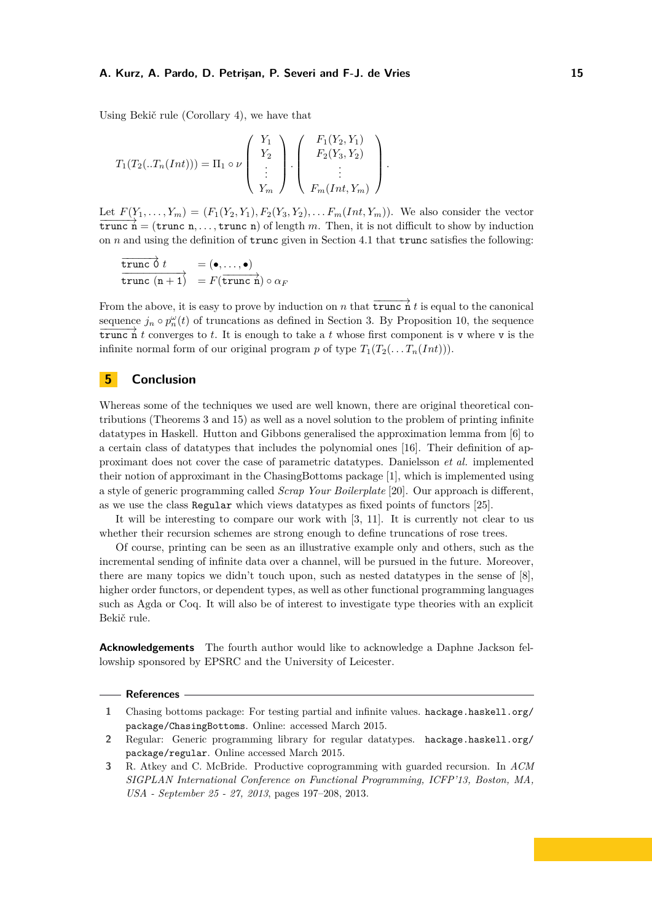Using Bekič rule (Corollary 4), we have that

$$T_1(T_2(..T_n(Int))) = \Pi_1 \circ \nu \begin{pmatrix} Y_1 \\ Y_2 \\ \vdots \\ Y_m \end{pmatrix} . \begin{pmatrix} F_1(Y_2, Y_1) \\ F_2(Y_3, Y_2) \\ \vdots \\ F_m(Int, Y_m) \end{pmatrix} .$$

Let $F(Y_1, \dots, Y_m) = (F_1(Y_2, Y_1), F_2(Y_3, Y_2), \dots F_m(Int, Y_m))$. We also consider the vector $\overrightarrow{\texttt{trunc n}} = (\texttt{trunc n}, \dots, \texttt{trunc n})$ of length $m$. Then, it is not difficult to show by induction on $n$ and using the definition of `trunc` given in Section 4.1 that `trunc` satisfies the following:

$$\begin{aligned} \overrightarrow{\texttt{trunc 0}}\ t &= (\bullet, \dots, \bullet) \\ \overrightarrow{\texttt{trunc (n+1)}} &= F(\overrightarrow{\texttt{trunc n}}) \circ \alpha_F \end{aligned}$$

From the above, it is easy to prove by induction on $n$ that $\overrightarrow{\texttt{trunc n}}\ t$ is equal to the canonical sequence $j_n \circ p_n^{\omega}(t)$ of truncations as defined in Section 3. By Proposition 10, the sequence $\overrightarrow{\texttt{trunc n}}\ t$ converges to $t$. It is enough to take a $t$ whose first component is `v` where `v` is the infinite normal form of our original program $p$ of type $T_1(T_2(\dots T_n(Int)))$.

## 5 Conclusion

Whereas some of the techniques we used are well known, there are original theoretical contributions (Theorems 3 and 15) as well as a novel solution to the problem of printing infinite datatypes in Haskell. Hutton and Gibbons generalised the approximation lemma from [6] to a certain class of datatypes that includes the polynomial ones [16]. Their definition of approximant does not cover the case of parametric datatypes. Danielsson *et al.* implemented their notion of approximant in the ChasingBottoms package [1], which is implemented using a style of generic programming called *Scrap Your Boilerplate* [20]. Our approach is different, as we use the class `Regular` which views datatypes as fixed points of functors [25].

It will be interesting to compare our work with [3, 11]. It is currently not clear to us whether their recursion schemes are strong enough to define truncations of rose trees.

Of course, printing can be seen as an illustrative example only and others, such as the incremental sending of infinite data over a channel, will be pursued in the future. Moreover, there are many topics we didn't touch upon, such as nested datatypes in the sense of [8], higher order functors, or dependent types, as well as other functional programming languages such as Agda or Coq. It will also be of interest to investigate type theories with an explicit Bekič rule.

**Acknowledgements** The fourth author would like to acknowledge a Daphne Jackson fellowship sponsored by EPSRC and the University of Leicester.

### References

1. Chasing bottoms package: For testing partial and infinite values. `hackage.haskell.org/package/ChasingBottoms`. Online: accessed March 2015.
2. Regular: Generic programming library for regular datatypes. `hackage.haskell.org/package/regular`. Online accessed March 2015.
3. R. Atkey and C. McBride. Productive coprogramming with guarded recursion. In *ACM SIGPLAN International Conference on Functional Programming, ICFP'13, Boston, MA, USA - September 25 - 27, 2013*, pages 197–208, 2013.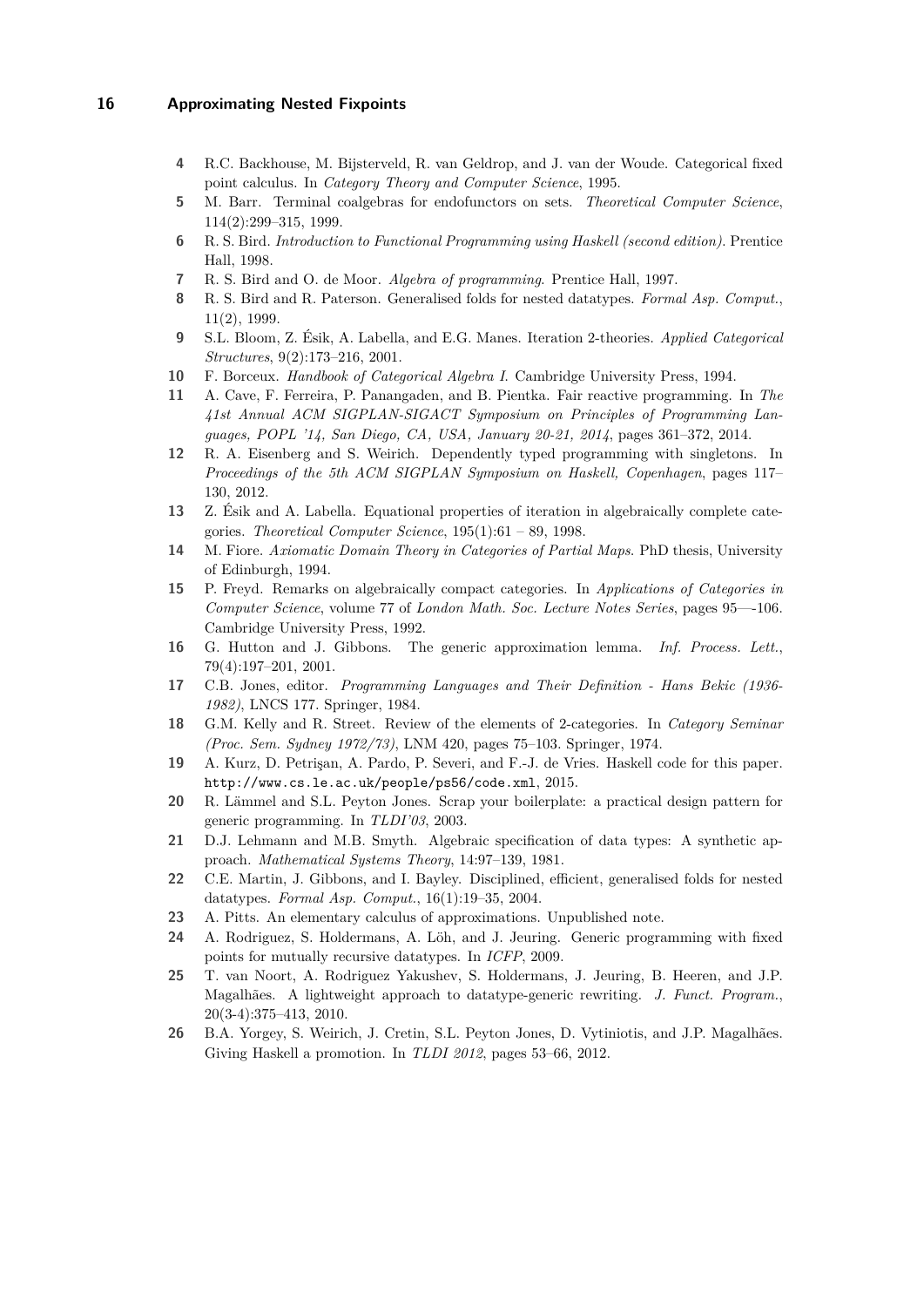4 R.C. Backhouse, M. Bijsterveld, R. van Geldrop, and J. van der Woude. Categorical fixed point calculus. In *Category Theory and Computer Science*, 1995.

5 M. Barr. Terminal coalgebras for endofunctors on sets. *Theoretical Computer Science*, 114(2):299–315, 1999.

6 R. S. Bird. *Introduction to Functional Programming using Haskell (second edition)*. Prentice Hall, 1998.

7 R. S. Bird and O. de Moor. *Algebra of programming*. Prentice Hall, 1997.

8 R. S. Bird and R. Paterson. Generalised folds for nested datatypes. *Formal Asp. Comput.*, 11(2), 1999.

9 S.L. Bloom, Z. Ésik, A. Labella, and E.G. Manes. Iteration 2-theories. *Applied Categorical Structures*, 9(2):173–216, 2001.

10 F. Borceux. *Handbook of Categorical Algebra I.* Cambridge University Press, 1994.

11 A. Cave, F. Ferreira, P. Panangaden, and B. Pientka. Fair reactive programming. In *The 41st Annual ACM SIGPLAN-SIGACT Symposium on Principles of Programming Languages, POPL '14, San Diego, CA, USA, January 20-21, 2014*, pages 361–372, 2014.

12 R. A. Eisenberg and S. Weirich. Dependently typed programming with singletons. In *Proceedings of the 5th ACM SIGPLAN Symposium on Haskell, Copenhagen*, pages 117–130, 2012.

13 Z. Ésik and A. Labella. Equational properties of iteration in algebraically complete categories. *Theoretical Computer Science*, 195(1):61 – 89, 1998.

14 M. Fiore. *Axiomatic Domain Theory in Categories of Partial Maps.* PhD thesis, University of Edinburgh, 1994.

15 P. Freyd. Remarks on algebraically compact categories. In *Applications of Categories in Computer Science*, volume 77 of *London Math. Soc. Lecture Notes Series*, pages 95—-106. Cambridge University Press, 1992.

16 G. Hutton and J. Gibbons. The generic approximation lemma. *Inf. Process. Lett.*, 79(4):197–201, 2001.

17 C.B. Jones, editor. *Programming Languages and Their Definition - Hans Bekic (1936-1982)*, LNCS 177. Springer, 1984.

18 G.M. Kelly and R. Street. Review of the elements of 2-categories. In *Category Seminar (Proc. Sem. Sydney 1972/73)*, LNM 420, pages 75–103. Springer, 1974.

19 A. Kurz, D. Petrişan, A. Pardo, P. Severi, and F.-J. de Vries. Haskell code for this paper. `http://www.cs.le.ac.uk/people/ps56/code.xml`, 2015.

20 R. Lämmel and S.L. Peyton Jones. Scrap your boilerplate: a practical design pattern for generic programming. In *TLDI'03*, 2003.

21 D.J. Lehmann and M.B. Smyth. Algebraic specification of data types: A synthetic approach. *Mathematical Systems Theory*, 14:97–139, 1981.

22 C.E. Martin, J. Gibbons, and I. Bayley. Disciplined, efficient, generalised folds for nested datatypes. *Formal Asp. Comput.*, 16(1):19–35, 2004.

23 A. Pitts. An elementary calculus of approximations. Unpublished note.

24 A. Rodriguez, S. Holdermans, A. Löh, and J. Jeuring. Generic programming with fixed points for mutually recursive datatypes. In *ICFP*, 2009.

25 T. van Noort, A. Rodriguez Yakushev, S. Holdermans, J. Jeuring, B. Heeren, and J.P. Magalhães. A lightweight approach to datatype-generic rewriting. *J. Funct. Program.*, 20(3-4):375–413, 2010.

26 B.A. Yorgey, S. Weirich, J. Cretin, S.L. Peyton Jones, D. Vytiniotis, and J.P. Magalhães. Giving Haskell a promotion. In *TLDI 2012*, pages 53–66, 2012.